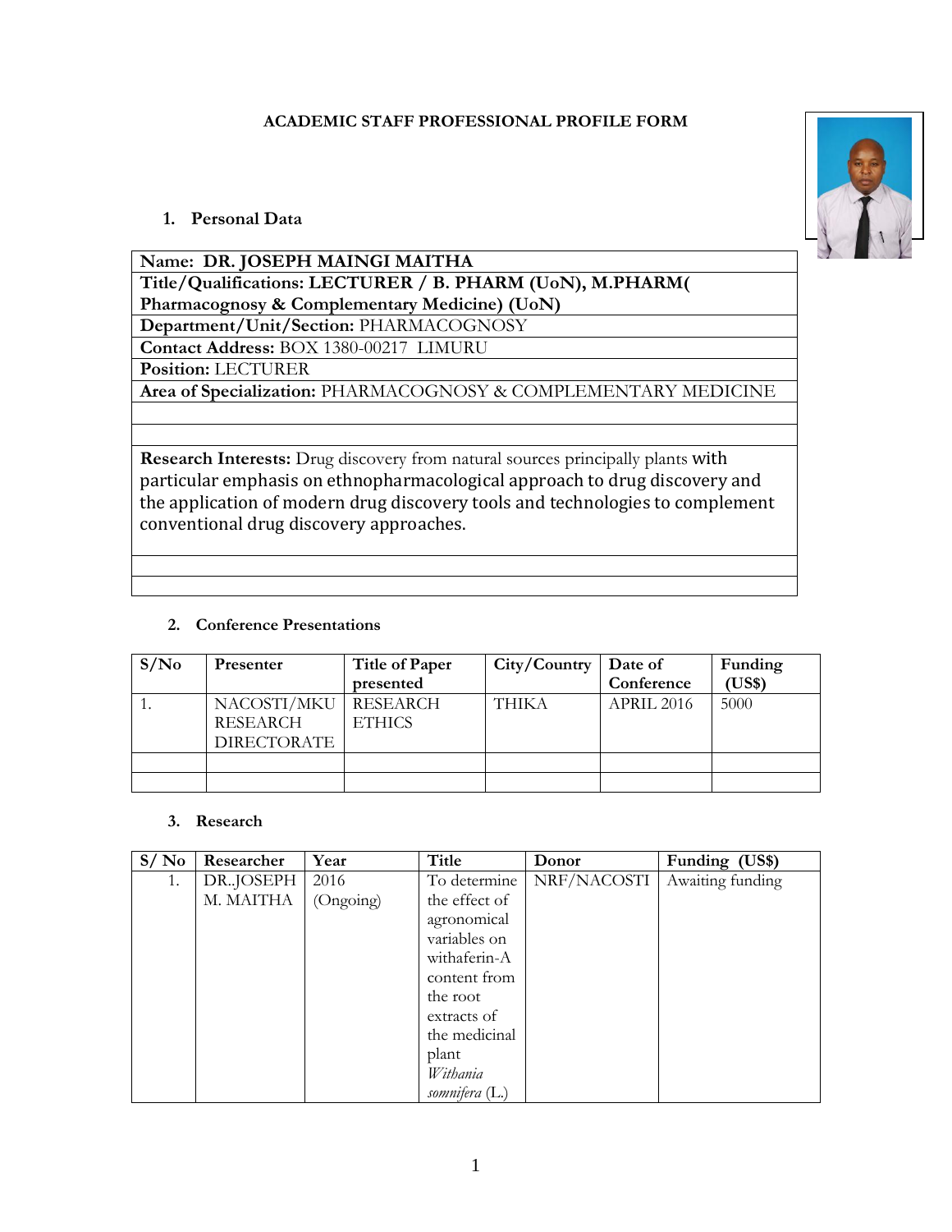# ACADEMIC STAFF PROFESSIONAL PROFILE FORM

## 1. Personal Data

| |
|---|
| **Name: DR. JOSEPH MAINGI MAITHA** |
| **Title/Qualifications: LECTURER / B. PHARM (UoN), M.PHARM( Pharmacognosy & Complementary Medicine) (UoN)** |
| **Department/Unit/Section:** PHARMACOGNOSY |
| **Contact Address:** BOX 1380-00217 LIMURU |
| **Position:** LECTURER |
| **Area of Specialization:** PHARMACOGNOSY & COMPLEMENTARY MEDICINE |
| |
| |
| **Research Interests:** Drug discovery from natural sources principally plants with particular emphasis on ethnopharmacological approach to drug discovery and the application of modern drug discovery tools and technologies to complement conventional drug discovery approaches. |
| |
| |

## 2. Conference Presentations

| S/No | Presenter | Title of Paper presented | City/Country | Date of Conference | Funding (US$) |
|---|---|---|---|---|---|
| 1. | NACOSTI/MKU RESEARCH DIRECTORATE | RESEARCH ETHICS | THIKA | APRIL 2016 | 5000 |
| | | | | | |
| | | | | | |

## 3. Research

| S/ No | Researcher | Year | Title | Donor | Funding (US$) |
|---|---|---|---|---|---|
| 1. | DR..JOSEPH M. MAITHA | 2016 (Ongoing) | To determine the effect of agronomical variables on withaferin-A content from the root extracts of the medicinal plant *Withania somnifera* (L.) | NRF/NACOSTI | Awaiting funding |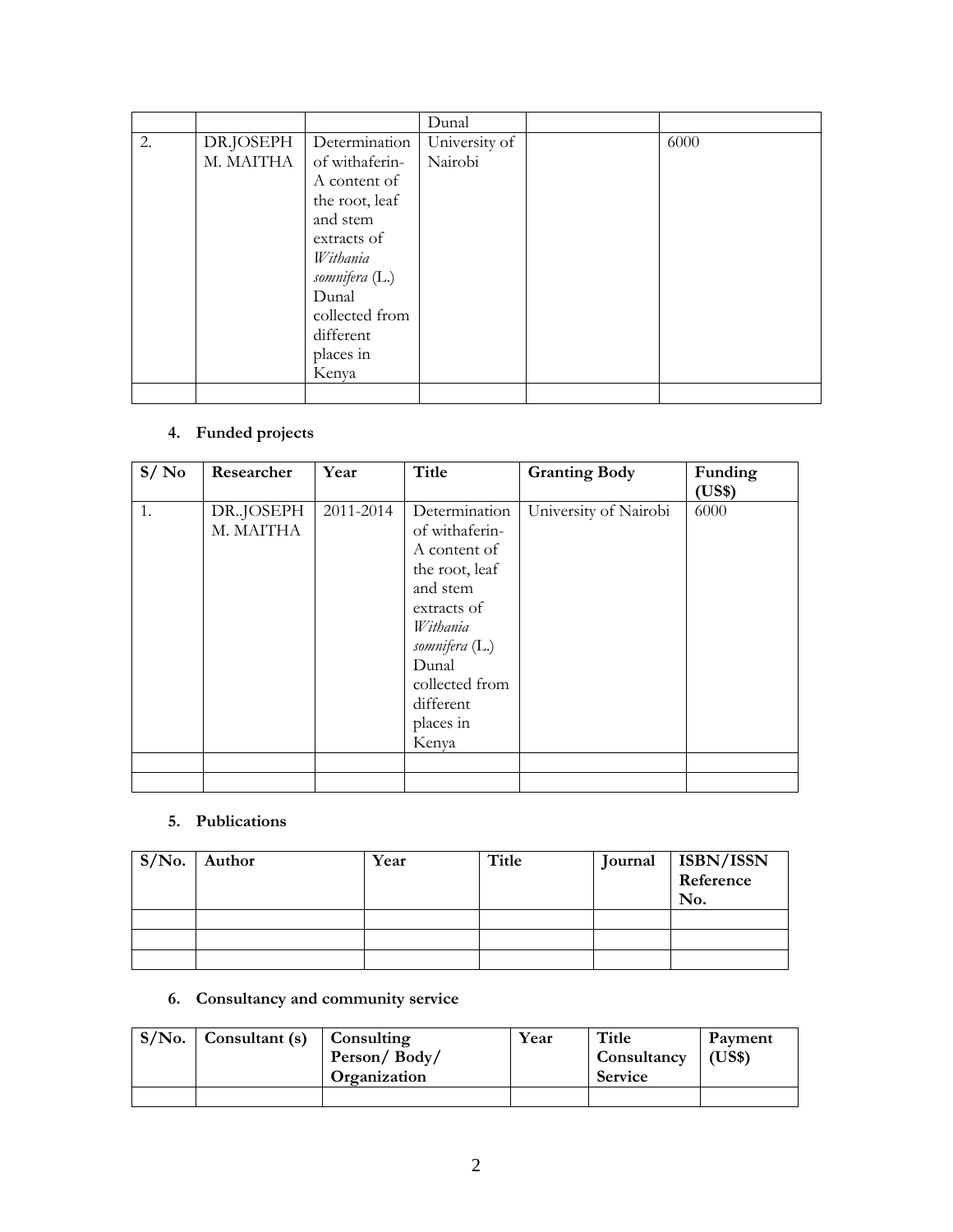| | | | Dunal | | |
|---|---|---|---|---|---|
| 2. | DR.JOSEPH M. MAITHA | Determination of withaferin-A content of the root, leaf and stem extracts of *Withania somnifera* (L.) Dunal collected from different places in Kenya | University of Nairobi | | 6000 |
| | | | | | |

4. **Funded projects**

| S/ No | Researcher | Year | Title | Granting Body | Funding (US$) |
|---|---|---|---|---|---|
| 1. | DR..JOSEPH M. MAITHA | 2011-2014 | Determination of withaferin-A content of the root, leaf and stem extracts of *Withania somnifera* (L.) Dunal collected from different places in Kenya | University of Nairobi | 6000 |
| | | | | | |
| | | | | | |

5. **Publications**

| S/No. | Author | Year | Title | Journal | ISBN/ISSN Reference No. |
|---|---|---|---|---|---|
| | | | | | |
| | | | | | |
| | | | | | |

6. **Consultancy and community service**

| S/No. | Consultant (s) | Consulting Person/ Body/ Organization | Year | Title Consultancy Service | Payment (US$) |
|---|---|---|---|---|---|
| | | | | | |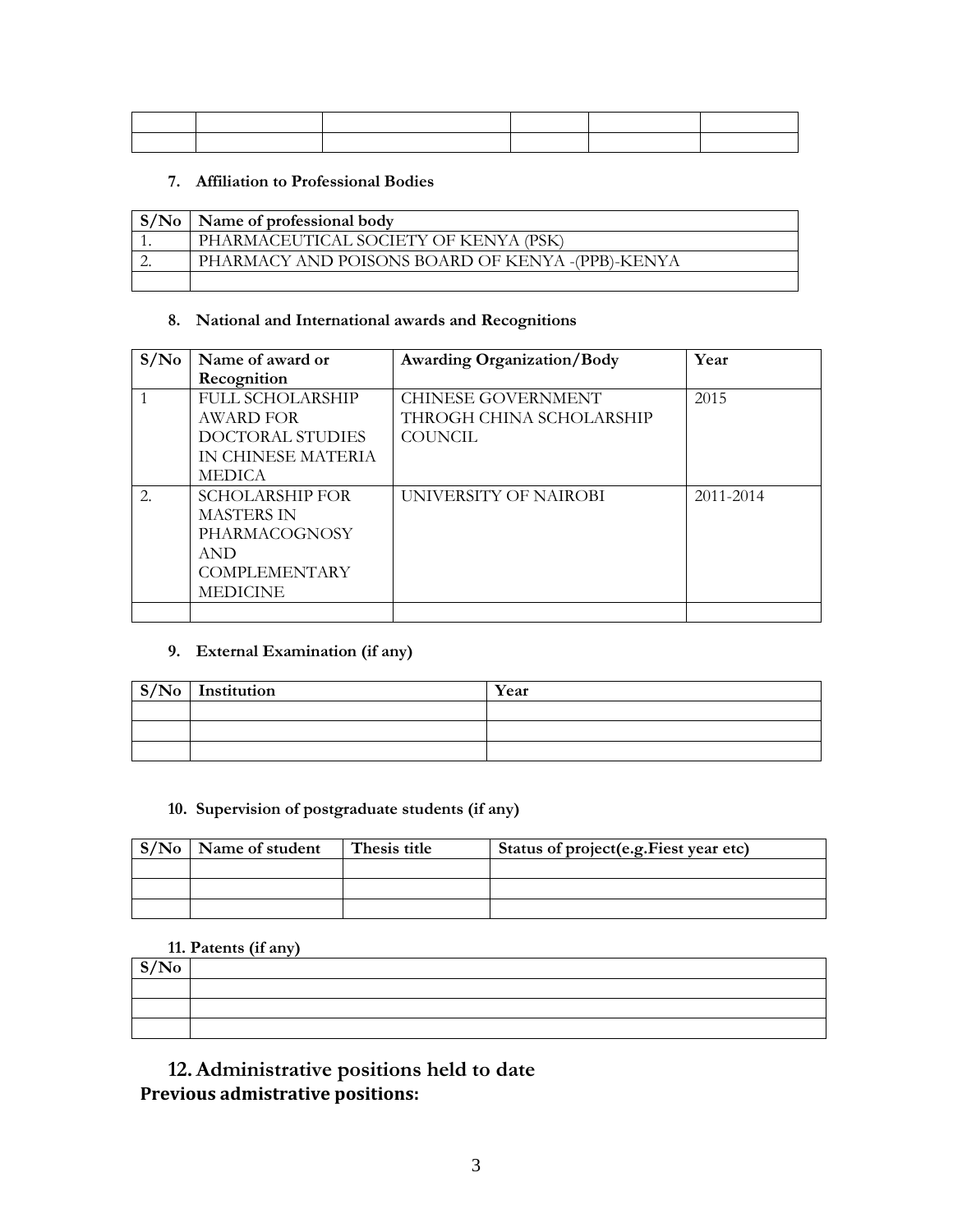| | | | | | |
|---|---|---|---|---|---|
| | | | | | |
| | | | | | |

**7. Affiliation to Professional Bodies**

| S/No | Name of professional body |
|---|---|
| 1. | PHARMACEUTICAL SOCIETY OF KENYA (PSK) |
| 2. | PHARMACY AND POISONS BOARD OF KENYA -(PPB)-KENYA |
| | |

**8. National and International awards and Recognitions**

| S/No | Name of award or Recognition | Awarding Organization/Body | Year |
|---|---|---|---|
| 1 | FULL SCHOLARSHIP AWARD FOR DOCTORAL STUDIES IN CHINESE MATERIA MEDICA | CHINESE GOVERNMENT THROGH CHINA SCHOLARSHIP COUNCIL | 2015 |
| 2. | SCHOLARSHIP FOR MASTERS IN PHARMACOGNOSY AND COMPLEMENTARY MEDICINE | UNIVERSITY OF NAIROBI | 2011-2014 |
| | | | |

**9. External Examination (if any)**

| S/No | Institution | Year |
|---|---|---|
| | | |
| | | |
| | | |

**10. Supervision of postgraduate students (if any)**

| S/No | Name of student | Thesis title | Status of project(e.g.Fiest year etc) |
|---|---|---|---|
| | | | |
| | | | |
| | | | |

**11. Patents (if any)**

| S/No | |
|---|---|
| | |
| | |
| | |

## 12. Administrative positions held to date

**Previous admistrative positions:**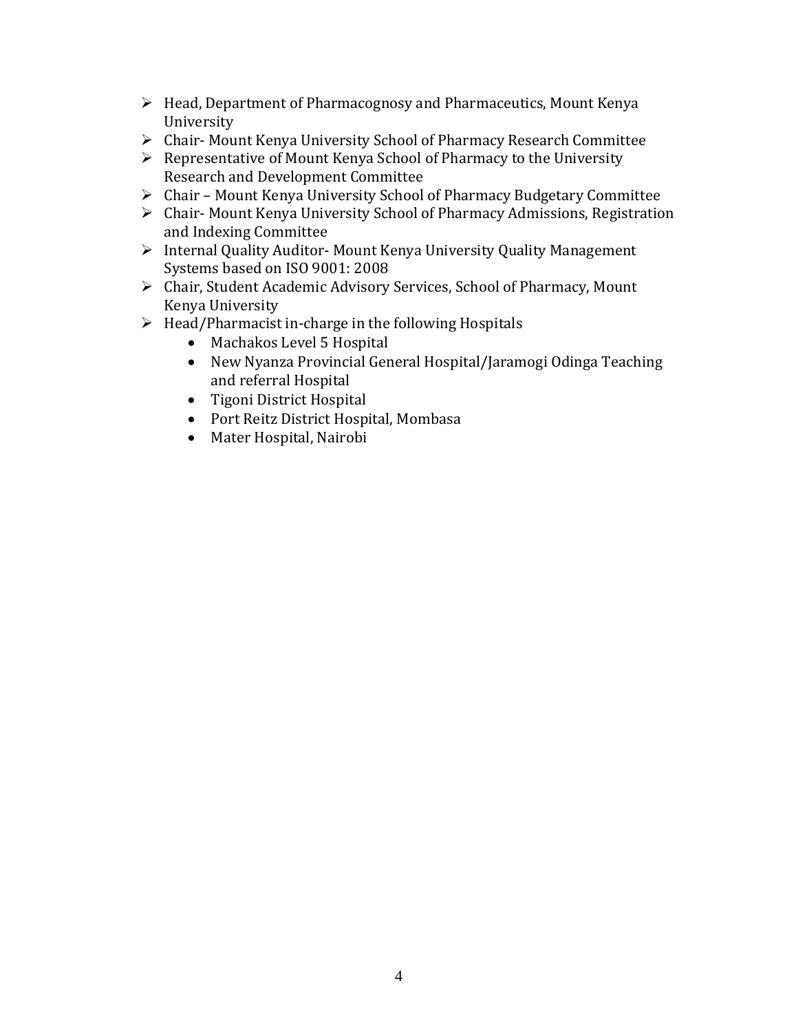- Head, Department of Pharmacognosy and Pharmaceutics, Mount Kenya University
- Chair- Mount Kenya University School of Pharmacy Research Committee
- Representative of Mount Kenya School of Pharmacy to the University Research and Development Committee
- Chair – Mount Kenya University School of Pharmacy Budgetary Committee
- Chair- Mount Kenya University School of Pharmacy Admissions, Registration and Indexing Committee
- Internal Quality Auditor- Mount Kenya University Quality Management Systems based on ISO 9001: 2008
- Chair, Student Academic Advisory Services, School of Pharmacy, Mount Kenya University
- Head/Pharmacist in-charge in the following Hospitals
  - Machakos Level 5 Hospital
  - New Nyanza Provincial General Hospital/Jaramogi Odinga Teaching and referral Hospital
  - Tigoni District Hospital
  - Port Reitz District Hospital, Mombasa
  - Mater Hospital, Nairobi